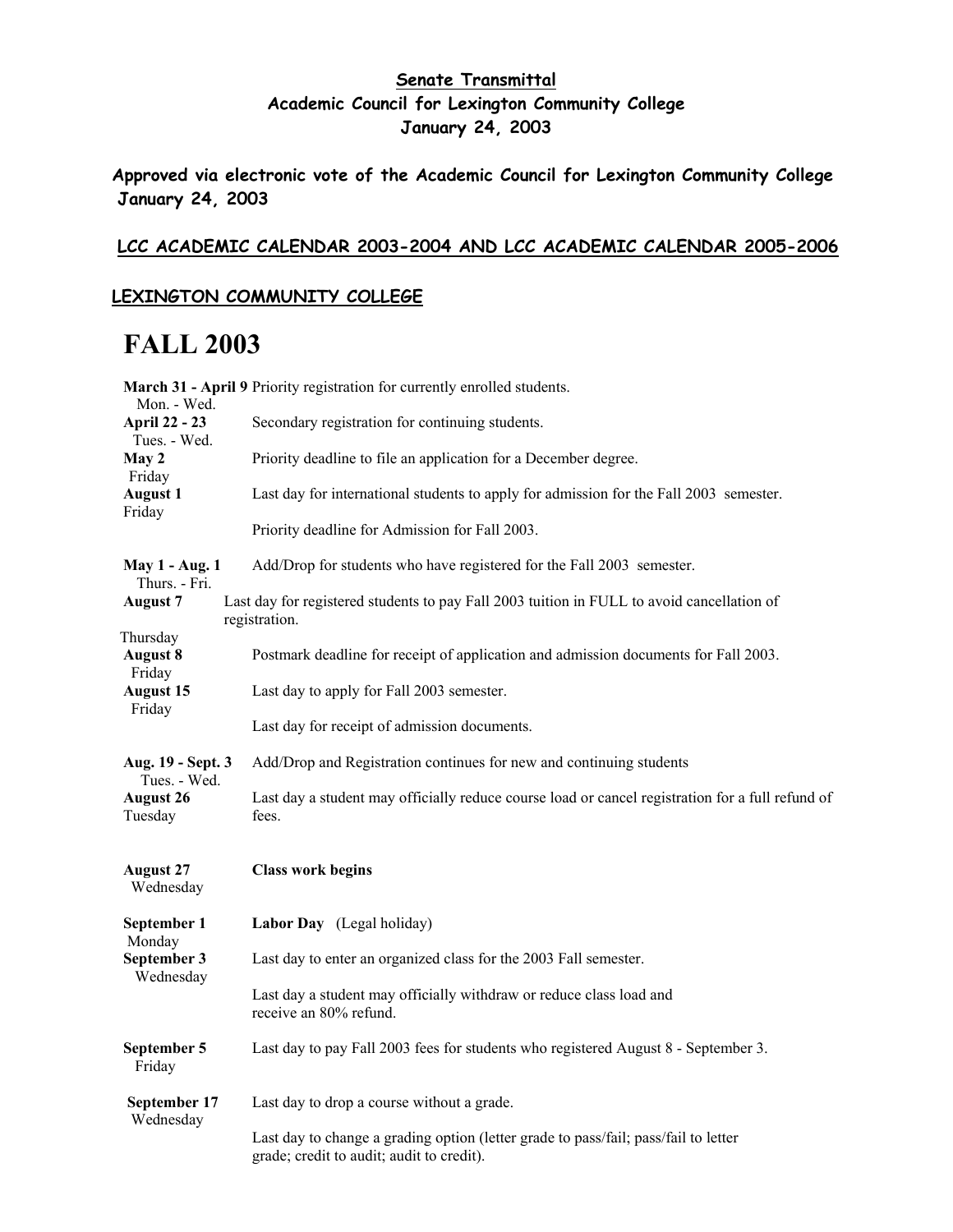**Senate Transmittal**
**Academic Council for Lexington Community College**
**January 24, 2003**

**Approved via electronic vote of the Academic Council for Lexington Community College January 24, 2003**

**LCC ACADEMIC CALENDAR 2003-2004 AND LCC ACADEMIC CALENDAR 2005-2006**

**LEXINGTON COMMUNITY COLLEGE**

# FALL 2003

| Date | Event |
|---|---|
| **March 31 - April 9** Mon. - Wed. | Priority registration for currently enrolled students. |
| **April 22 - 23** Tues. - Wed. | Secondary registration for continuing students. |
| **May 2** Friday | Priority deadline to file an application for a December degree. |
| **August 1** Friday | Last day for international students to apply for admission for the Fall 2003 semester. |
| | Priority deadline for Admission for Fall 2003. |
| **May 1 - Aug. 1** Thurs. - Fri. | Add/Drop for students who have registered for the Fall 2003 semester. |
| **August 7** Thursday | Last day for registered students to pay Fall 2003 tuition in FULL to avoid cancellation of registration. |
| **August 8** Friday | Postmark deadline for receipt of application and admission documents for Fall 2003. |
| **August 15** Friday | Last day to apply for Fall 2003 semester. |
| | Last day for receipt of admission documents. |
| **Aug. 19 - Sept. 3** Tues. - Wed. | Add/Drop and Registration continues for new and continuing students |
| **August 26** Tuesday | Last day a student may officially reduce course load or cancel registration for a full refund of fees. |
| **August 27** Wednesday | **Class work begins** |
| **September 1** Monday | **Labor Day** (Legal holiday) |
| **September 3** Wednesday | Last day to enter an organized class for the 2003 Fall semester. |
| | Last day a student may officially withdraw or reduce class load and receive an 80% refund. |
| **September 5** Friday | Last day to pay Fall 2003 fees for students who registered August 8 - September 3. |
| **September 17** Wednesday | Last day to drop a course without a grade. |
| | Last day to change a grading option (letter grade to pass/fail; pass/fail to letter grade; credit to audit; audit to credit). |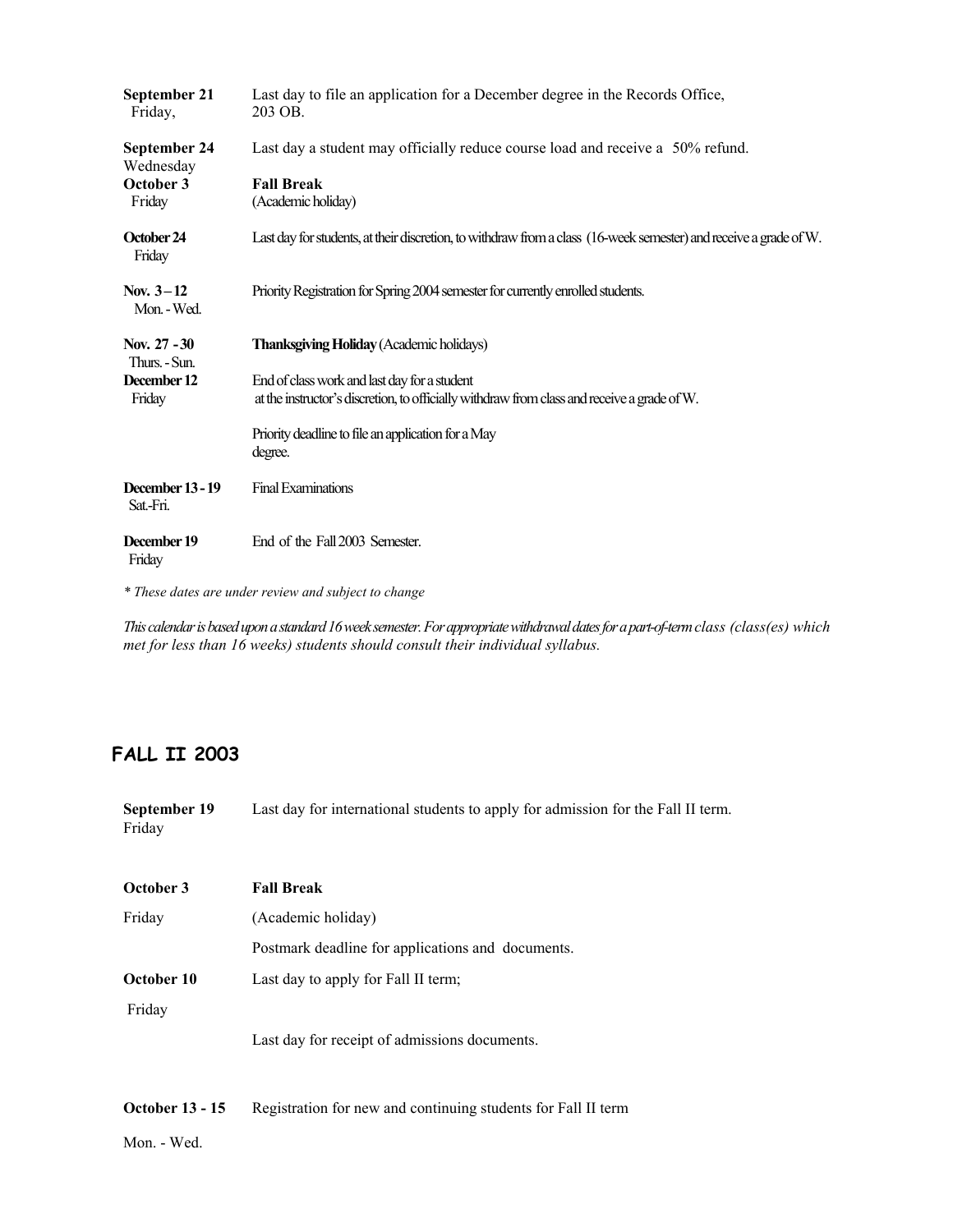| | |
|---|---|
| **September 21** Friday, | Last day to file an application for a December degree in the Records Office, 203 OB. |
| **September 24** Wednesday | Last day a student may officially reduce course load and receive a 50% refund. |
| **October 3** Friday | **Fall Break** (Academic holiday) |
| **October 24** Friday | Last day for students, at their discretion, to withdraw from a class (16-week semester) and receive a grade of W. |
| **Nov. 3 – 12** Mon. - Wed. | Priority Registration for Spring 2004 semester for currently enrolled students. |
| **Nov. 27 - 30** Thurs. - Sun. | **Thanksgiving Holiday** (Academic holidays) |
| **December 12** Friday | End of class work and last day for a student at the instructor's discretion, to officially withdraw from class and receive a grade of W. Priority deadline to file an application for a May degree. |
| **December 13 - 19** Sat.-Fri. | Final Examinations |
| **December 19** Friday | End of the Fall 2003 Semester. |

*\* These dates are under review and subject to change*

*This calendar is based upon a standard 16 week semester. For appropriate withdrawal dates for a part-of-term class (class(es) which met for less than 16 weeks) students should consult their individual syllabus.*

## FALL II 2003

| | |
|---|---|
| **September 19** Friday | Last day for international students to apply for admission for the Fall II term. |
| **October 3** Friday | **Fall Break** (Academic holiday) Postmark deadline for applications and documents. |
| **October 10** Friday | Last day to apply for Fall II term; Last day for receipt of admissions documents. |
| **October 13 - 15** Mon. - Wed. | Registration for new and continuing students for Fall II term |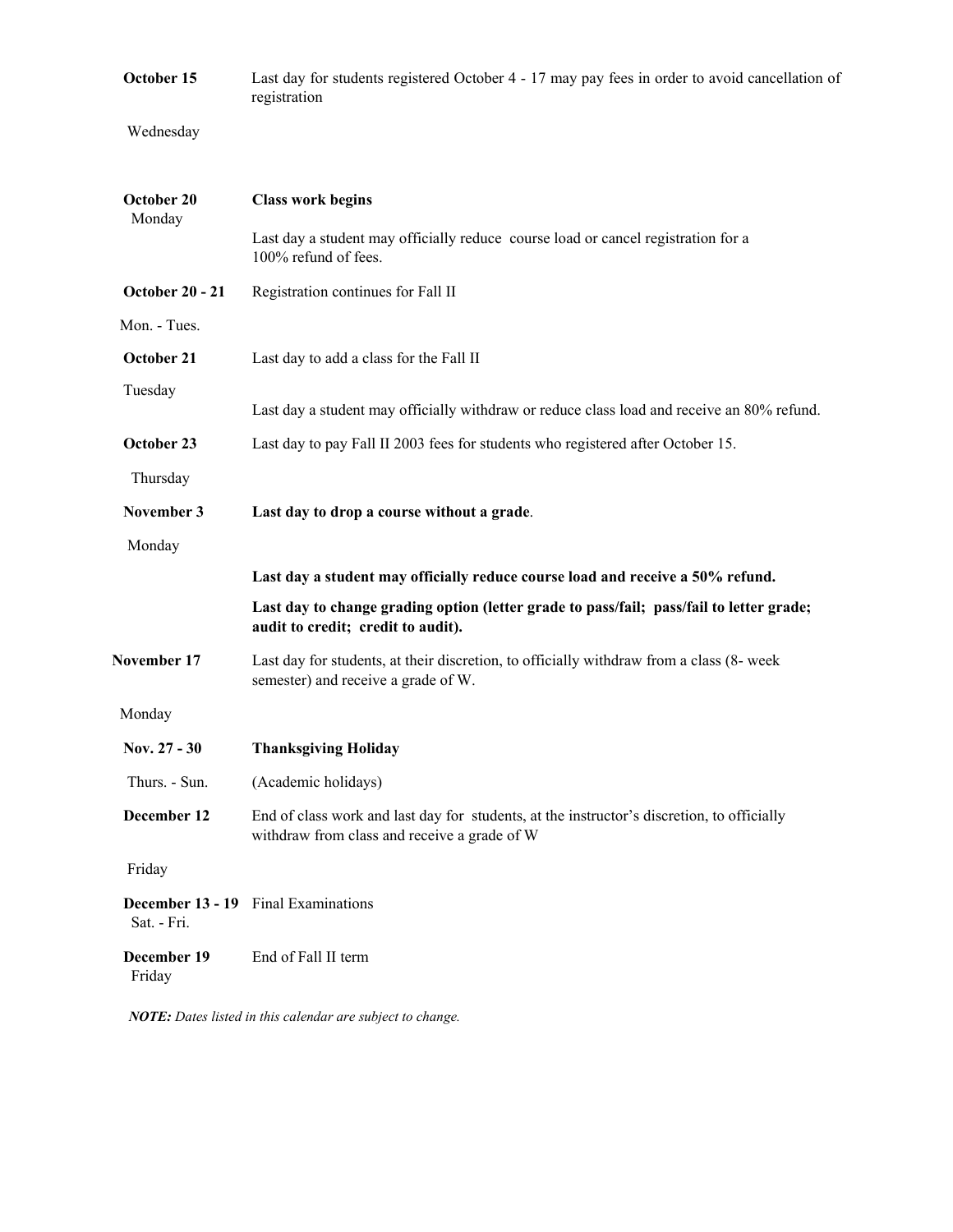| | |
|---|---|
| **October 15** Wednesday | Last day for students registered October 4 - 17 may pay fees in order to avoid cancellation of registration |
| **October 20** Monday | **Class work begins** |
| | Last day a student may officially reduce course load or cancel registration for a 100% refund of fees. |
| **October 20 - 21** Mon. - Tues. | Registration continues for Fall II |
| **October 21** Tuesday | Last day to add a class for the Fall II |
| | Last day a student may officially withdraw or reduce class load and receive an 80% refund. |
| **October 23** Thursday | Last day to pay Fall II 2003 fees for students who registered after October 15. |
| **November 3** Monday | **Last day to drop a course without a grade**. |
| | **Last day a student may officially reduce course load and receive a 50% refund.** |
| | **Last day to change grading option (letter grade to pass/fail; pass/fail to letter grade; audit to credit; credit to audit).** |
| **November 17** Monday | Last day for students, at their discretion, to officially withdraw from a class (8- week semester) and receive a grade of W. |
| **Nov. 27 - 30** Thurs. - Sun. | **Thanksgiving Holiday** (Academic holidays) |
| **December 12** Friday | End of class work and last day for students, at the instructor's discretion, to officially withdraw from class and receive a grade of W |
| **December 13 - 19** Sat. - Fri. | Final Examinations |
| **December 19** Friday | End of Fall II term |

***NOTE:*** *Dates listed in this calendar are subject to change.*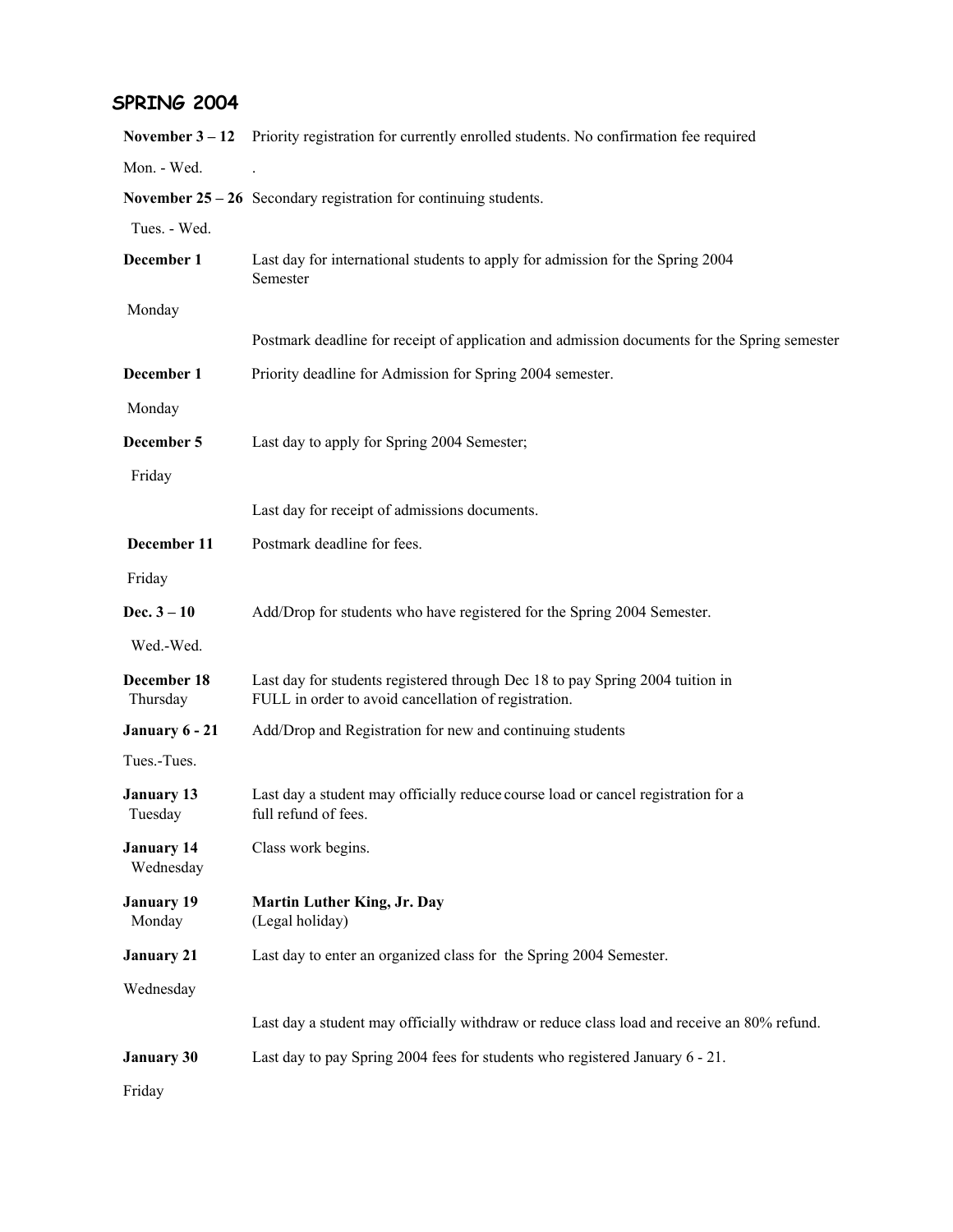## SPRING 2004

| Date | Event |
|---|---|
| **November 3 – 12** Mon. - Wed. | Priority registration for currently enrolled students. No confirmation fee required. |
| **November 25 – 26** Tues. - Wed. | Secondary registration for continuing students. |
| **December 1** Monday | Last day for international students to apply for admission for the Spring 2004 Semester |
| | Postmark deadline for receipt of application and admission documents for the Spring semester |
| **December 1** Monday | Priority deadline for Admission for Spring 2004 semester. |
| **December 5** Friday | Last day to apply for Spring 2004 Semester; |
| | Last day for receipt of admissions documents. |
| **December 11** Friday | Postmark deadline for fees. |
| **Dec. 3 – 10** Wed.-Wed. | Add/Drop for students who have registered for the Spring 2004 Semester. |
| **December 18** Thursday | Last day for students registered through Dec 18 to pay Spring 2004 tuition in FULL in order to avoid cancellation of registration. |
| **January 6 - 21** Tues.-Tues. | Add/Drop and Registration for new and continuing students |
| **January 13** Tuesday | Last day a student may officially reduce course load or cancel registration for a full refund of fees. |
| **January 14** Wednesday | Class work begins. |
| **January 19** Monday | **Martin Luther King, Jr. Day** (Legal holiday) |
| **January 21** Wednesday | Last day to enter an organized class for the Spring 2004 Semester. |
| | Last day a student may officially withdraw or reduce class load and receive an 80% refund. |
| **January 30** Friday | Last day to pay Spring 2004 fees for students who registered January 6 - 21. |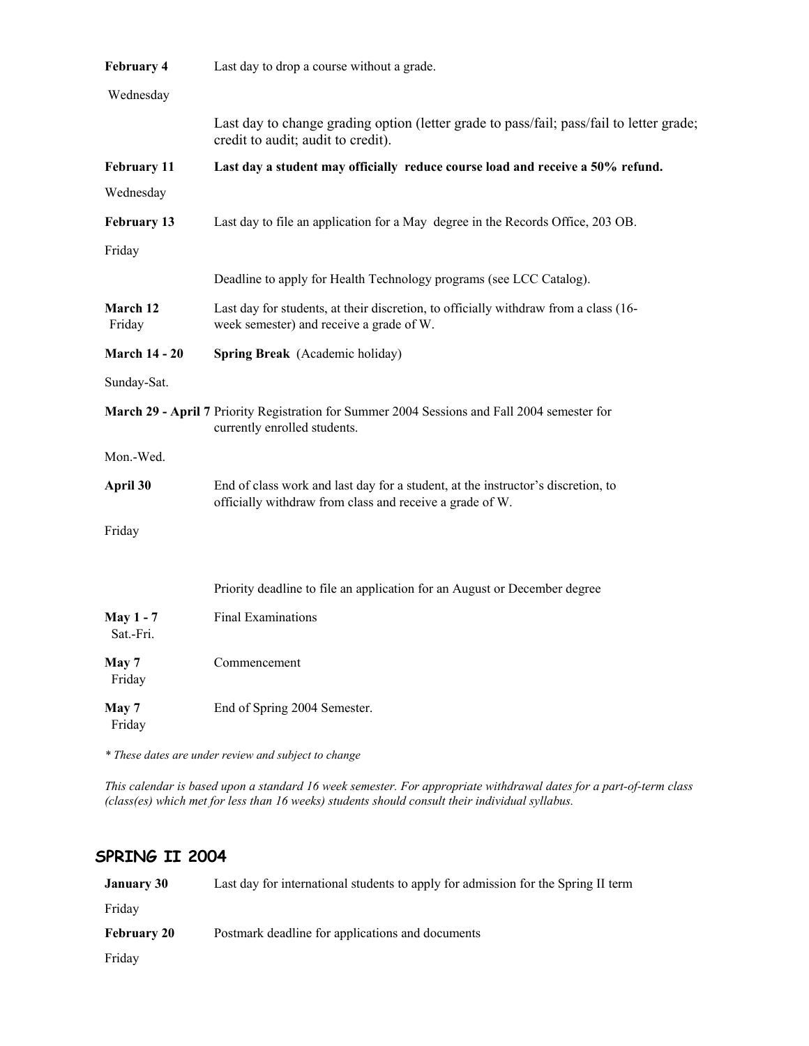| | |
|---|---|
| **February 4** Wednesday | Last day to drop a course without a grade. |
| | Last day to change grading option (letter grade to pass/fail; pass/fail to letter grade; credit to audit; audit to credit). |
| **February 11** Wednesday | **Last day a student may officially reduce course load and receive a 50% refund.** |
| **February 13** Friday | Last day to file an application for a May degree in the Records Office, 203 OB. |
| | Deadline to apply for Health Technology programs (see LCC Catalog). |
| **March 12** Friday | Last day for students, at their discretion, to officially withdraw from a class (16-week semester) and receive a grade of W. |
| **March 14 - 20** Sunday-Sat. | **Spring Break** (Academic holiday) |
| **March 29 - April 7** Mon.-Wed. | Priority Registration for Summer 2004 Sessions and Fall 2004 semester for currently enrolled students. |
| **April 30** Friday | End of class work and last day for a student, at the instructor's discretion, to officially withdraw from class and receive a grade of W. |
| | Priority deadline to file an application for an August or December degree |
| **May 1 - 7** Sat.-Fri. | Final Examinations |
| **May 7** Friday | Commencement |
| **May 7** Friday | End of Spring 2004 Semester. |

*\* These dates are under review and subject to change*

*This calendar is based upon a standard 16 week semester. For appropriate withdrawal dates for a part-of-term class (class(es) which met for less than 16 weeks) students should consult their individual syllabus.*

## SPRING II 2004

| | |
|---|---|
| **January 30** Friday | Last day for international students to apply for admission for the Spring II term |
| **February 20** Friday | Postmark deadline for applications and documents |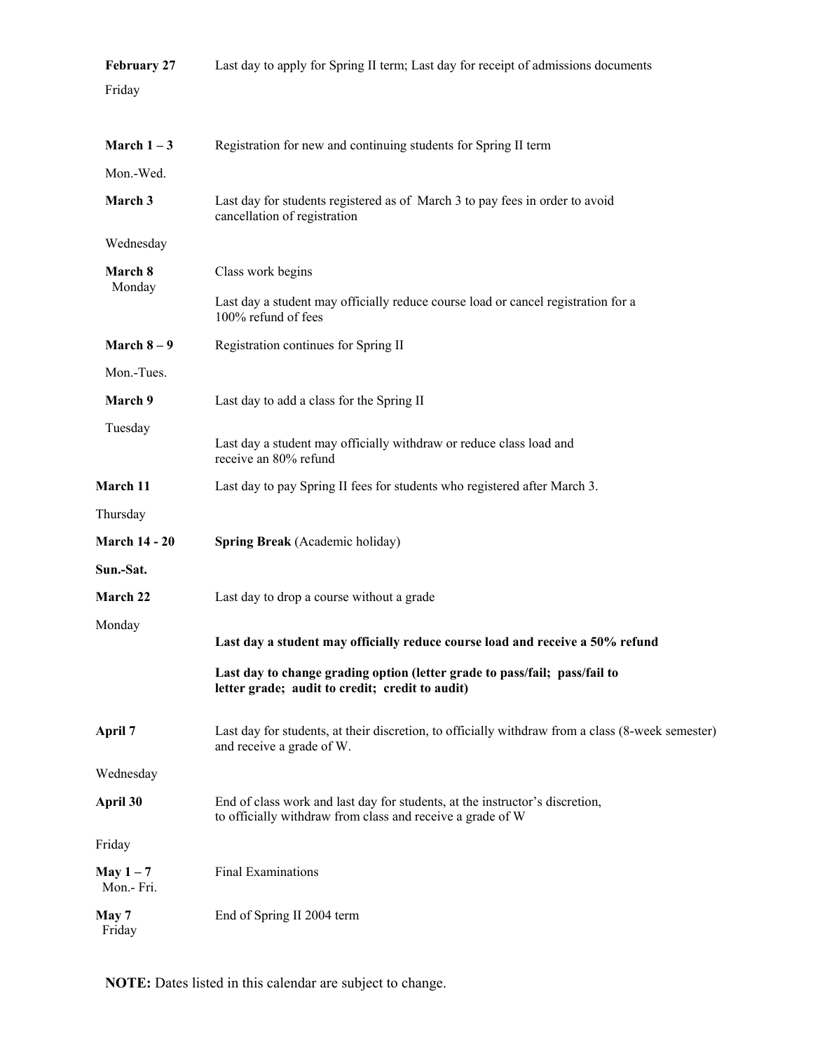| | |
|---|---|
| **February 27** Friday | Last day to apply for Spring II term; Last day for receipt of admissions documents |
| **March 1 – 3** Mon.-Wed. | Registration for new and continuing students for Spring II term |
| **March 3** Wednesday | Last day for students registered as of March 3 to pay fees in order to avoid cancellation of registration |
| **March 8** Monday | Class work begins<br>Last day a student may officially reduce course load or cancel registration for a 100% refund of fees |
| **March 8 – 9** Mon.-Tues. | Registration continues for Spring II |
| **March 9** Tuesday | Last day to add a class for the Spring II<br>Last day a student may officially withdraw or reduce class load and receive an 80% refund |
| **March 11** Thursday | Last day to pay Spring II fees for students who registered after March 3. |
| **March 14 - 20** **Sun.-Sat.** | **Spring Break** (Academic holiday) |
| **March 22** Monday | Last day to drop a course without a grade<br>**Last day a student may officially reduce course load and receive a 50% refund**<br>**Last day to change grading option (letter grade to pass/fail; pass/fail to letter grade; audit to credit; credit to audit)** |
| **April 7** Wednesday | Last day for students, at their discretion, to officially withdraw from a class (8-week semester) and receive a grade of W. |
| **April 30** Friday | End of class work and last day for students, at the instructor's discretion, to officially withdraw from class and receive a grade of W |
| **May 1 – 7** Mon.- Fri. | Final Examinations |
| **May 7** Friday | End of Spring II 2004 term |

**NOTE:** Dates listed in this calendar are subject to change.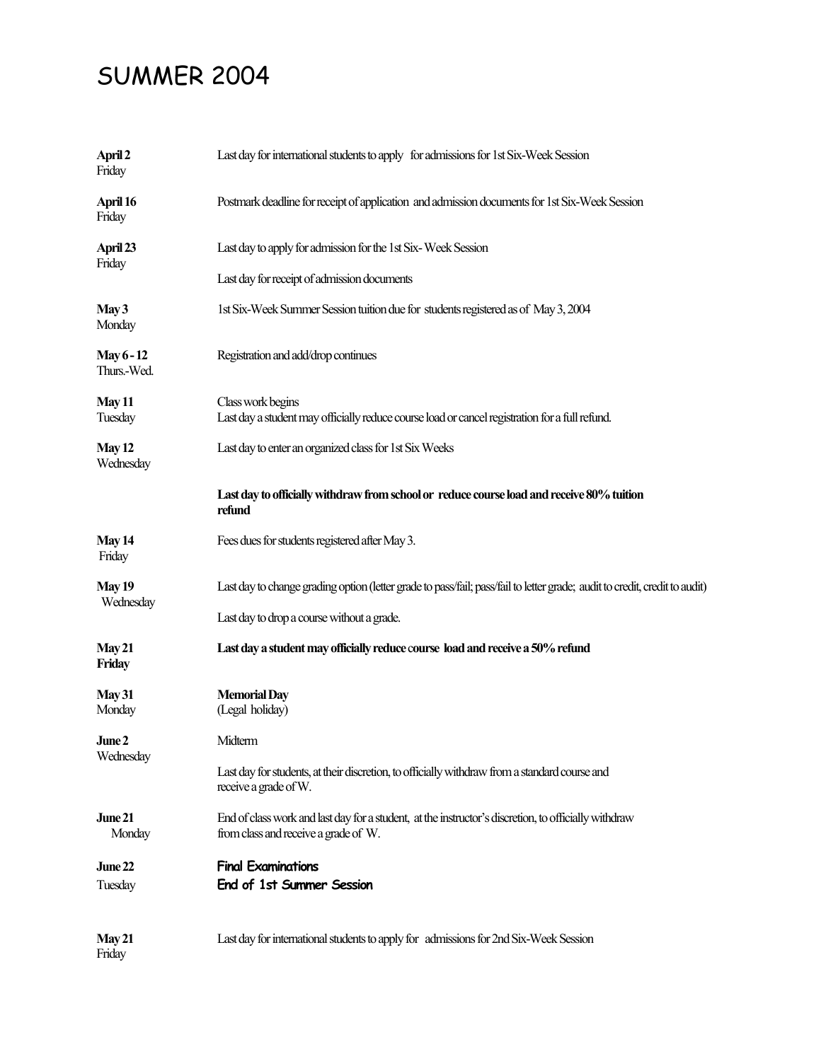# SUMMER 2004

| Date | Event |
|---|---|
| **April 2** Friday | Last day for international students to apply for admissions for 1st Six-Week Session |
| **April 16** Friday | Postmark deadline for receipt of application and admission documents for 1st Six-Week Session |
| **April 23** Friday | Last day to apply for admission for the 1st Six- Week Session<br>Last day for receipt of admission documents |
| **May 3** Monday | 1st Six-Week Summer Session tuition due for students registered as of May 3, 2004 |
| **May 6 - 12** Thurs.-Wed. | Registration and add/drop continues |
| **May 11** Tuesday | Class work begins<br>Last day a student may officially reduce course load or cancel registration for a full refund. |
| **May 12** Wednesday | Last day to enter an organized class for 1st Six Weeks<br>**Last day to officially withdraw from school or reduce course load and receive 80% tuition refund** |
| **May 14** Friday | Fees dues for students registered after May 3. |
| **May 19** Wednesday | Last day to change grading option (letter grade to pass/fail; pass/fail to letter grade; audit to credit, credit to audit)<br>Last day to drop a course without a grade. |
| **May 21** **Friday** | **Last day a student may officially reduce course load and receive a 50% refund** |
| **May 31** Monday | **Memorial Day**<br>(Legal holiday) |
| **June 2** Wednesday | Midterm<br>Last day for students, at their discretion, to officially withdraw from a standard course and receive a grade of W. |
| **June 21** Monday | End of class work and last day for a student, at the instructor's discretion, to officially withdraw from class and receive a grade of W. |
| **June 22** Tuesday | **Final Examinations**<br>**End of 1st Summer Session** |
| **May 21** Friday | Last day for international students to apply for admissions for 2nd Six-Week Session |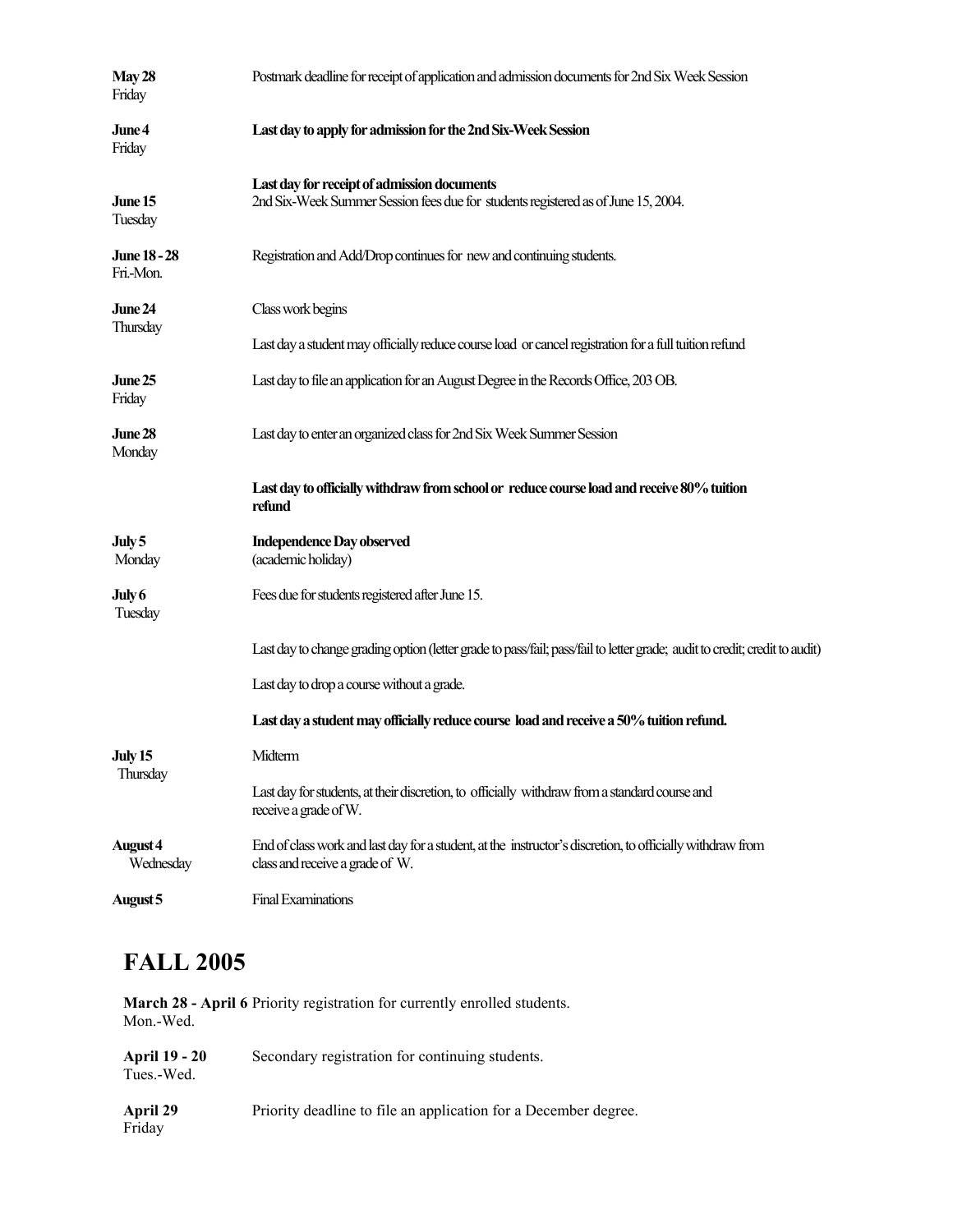**May 28** Friday — Postmark deadline for receipt of application and admission documents for 2nd Six Week Session

**June 4** Friday — **Last day to apply for admission for the 2nd Six-Week Session**

**June 15** Tuesday — **Last day for receipt of admission documents**
2nd Six-Week Summer Session fees due for students registered as of June 15, 2004.

**June 18 - 28** Fri.-Mon. — Registration and Add/Drop continues for new and continuing students.

**June 24** Thursday — Class work begins

Last day a student may officially reduce course load or cancel registration for a full tuition refund

**June 25** Friday — Last day to file an application for an August Degree in the Records Office, 203 OB.

**June 28** Monday — Last day to enter an organized class for 2nd Six Week Summer Session

**Last day to officially withdraw from school or reduce course load and receive 80% tuition refund**

**July 5** Monday — **Independence Day observed**
(academic holiday)

**July 6** Tuesday — Fees due for students registered after June 15.

Last day to change grading option (letter grade to pass/fail; pass/fail to letter grade; audit to credit; credit to audit)

Last day to drop a course without a grade.

**Last day a student may officially reduce course load and receive a 50% tuition refund.**

**July 15** Thursday — Midterm

Last day for students, at their discretion, to officially withdraw from a standard course and receive a grade of W.

**August 4** Wednesday — End of class work and last day for a student, at the instructor's discretion, to officially withdraw from class and receive a grade of W.

**August 5** — Final Examinations

# FALL 2005

**March 28 - April 6** Mon.-Wed. — Priority registration for currently enrolled students.

**April 19 - 20** Tues.-Wed. — Secondary registration for continuing students.

**April 29** Friday — Priority deadline to file an application for a December degree.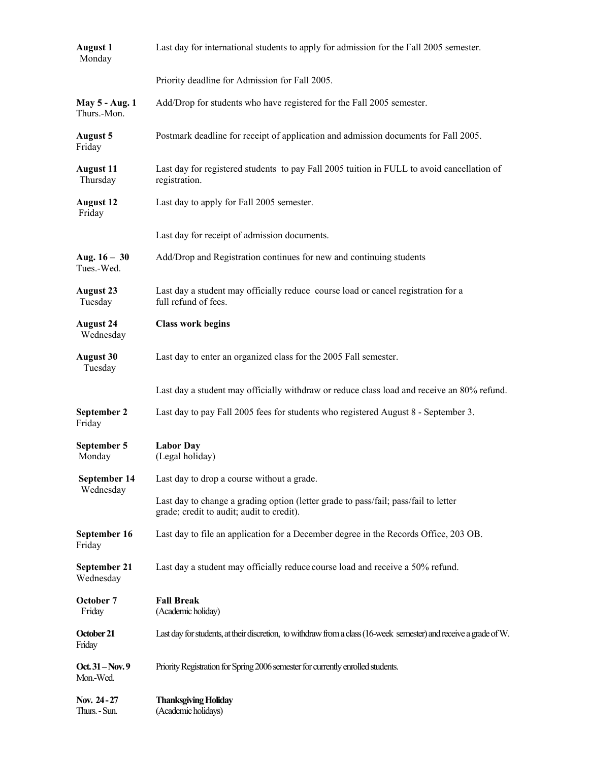| Date | Event |
|---|---|
| **August 1** Monday | Last day for international students to apply for admission for the Fall 2005 semester. |
| | Priority deadline for Admission for Fall 2005. |
| **May 5 - Aug. 1** Thurs.-Mon. | Add/Drop for students who have registered for the Fall 2005 semester. |
| **August 5** Friday | Postmark deadline for receipt of application and admission documents for Fall 2005. |
| **August 11** Thursday | Last day for registered students to pay Fall 2005 tuition in FULL to avoid cancellation of registration. |
| **August 12** Friday | Last day to apply for Fall 2005 semester. |
| | Last day for receipt of admission documents. |
| **Aug. 16 – 30** Tues.-Wed. | Add/Drop and Registration continues for new and continuing students |
| **August 23** Tuesday | Last day a student may officially reduce course load or cancel registration for a full refund of fees. |
| **August 24** Wednesday | **Class work begins** |
| **August 30** Tuesday | Last day to enter an organized class for the 2005 Fall semester. |
| | Last day a student may officially withdraw or reduce class load and receive an 80% refund. |
| **September 2** Friday | Last day to pay Fall 2005 fees for students who registered August 8 - September 3. |
| **September 5** Monday | **Labor Day** (Legal holiday) |
| **September 14** Wednesday | Last day to drop a course without a grade. |
| | Last day to change a grading option (letter grade to pass/fail; pass/fail to letter grade; credit to audit; audit to credit). |
| **September 16** Friday | Last day to file an application for a December degree in the Records Office, 203 OB. |
| **September 21** Wednesday | Last day a student may officially reduce course load and receive a 50% refund. |
| **October 7** Friday | **Fall Break** (Academic holiday) |
| **October 21** Friday | Last day for students, at their discretion, to withdraw from a class (16-week semester) and receive a grade of W. |
| **Oct. 31 – Nov. 9** Mon.-Wed. | Priority Registration for Spring 2006 semester for currently enrolled students. |
| **Nov. 24 - 27** Thurs. - Sun. | **Thanksgiving Holiday** (Academic holidays) |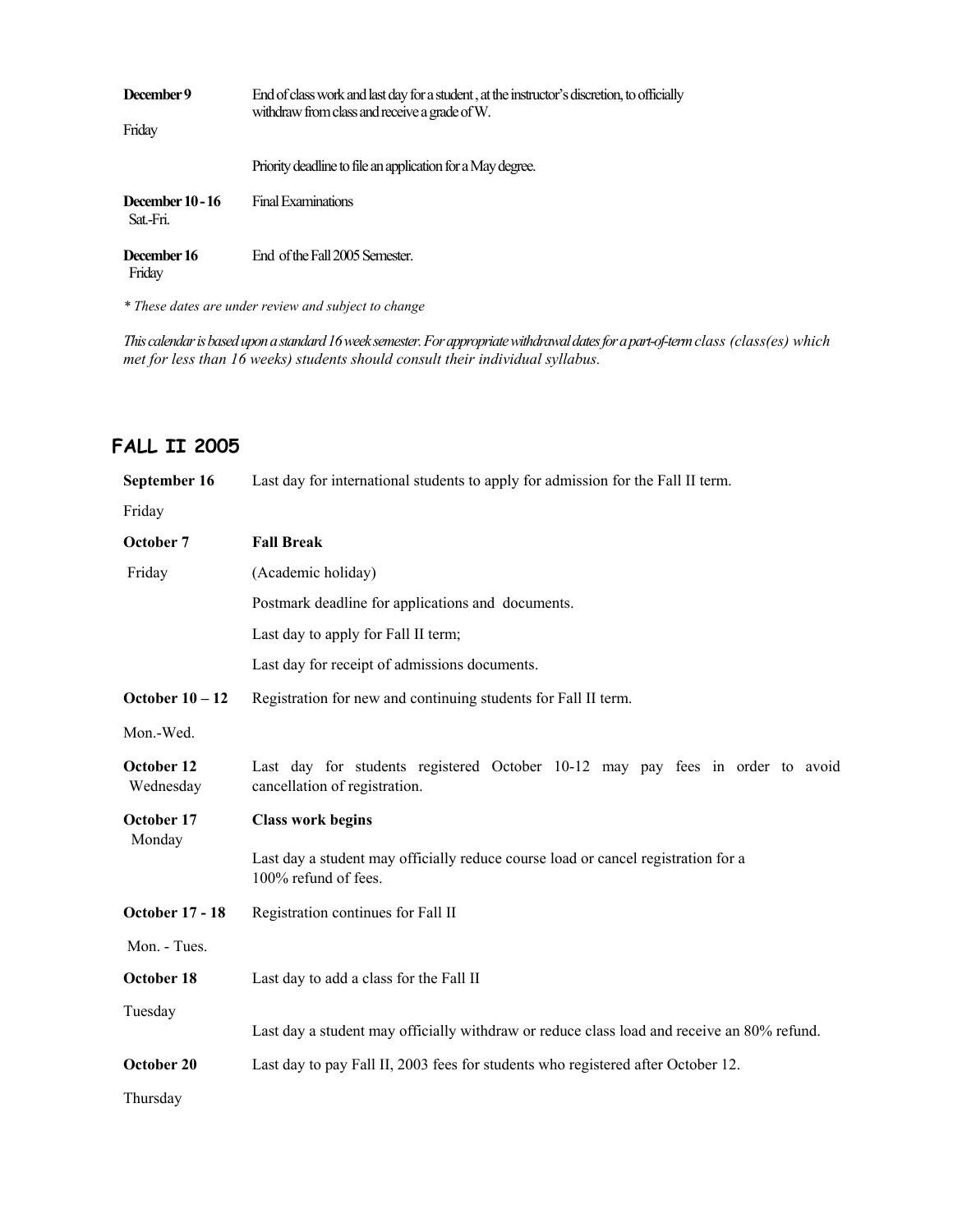| | |
|---|---|
| **December 9**<br>Friday | End of class work and last day for a student , at the instructor's discretion, to officially withdraw from class and receive a grade of W.<br><br>Priority deadline to file an application for a May degree. |
| **December 10 - 16**<br>Sat.-Fri. | Final Examinations |
| **December 16**<br>Friday | End of the Fall 2005 Semester. |

*\* These dates are under review and subject to change*

*This calendar is based upon a standard 16 week semester. For appropriate withdrawal dates for a part-of-term class (class(es) which met for less than 16 weeks) students should consult their individual syllabus.*

## FALL II 2005

| | |
|---|---|
| **September 16**<br>Friday | Last day for international students to apply for admission for the Fall II term. |
| **October 7**<br>Friday | **Fall Break**<br>(Academic holiday)<br>Postmark deadline for applications and documents.<br>Last day to apply for Fall II term;<br>Last day for receipt of admissions documents. |
| **October 10 – 12**<br>Mon.-Wed. | Registration for new and continuing students for Fall II term. |
| **October 12**<br>Wednesday | Last day for students registered October 10-12 may pay fees in order to avoid cancellation of registration. |
| **October 17**<br>Monday | **Class work begins**<br>Last day a student may officially reduce course load or cancel registration for a 100% refund of fees. |
| **October 17 - 18**<br>Mon. - Tues. | Registration continues for Fall II |
| **October 18**<br>Tuesday | Last day to add a class for the Fall II<br>Last day a student may officially withdraw or reduce class load and receive an 80% refund. |
| **October 20**<br>Thursday | Last day to pay Fall II, 2003 fees for students who registered after October 12. |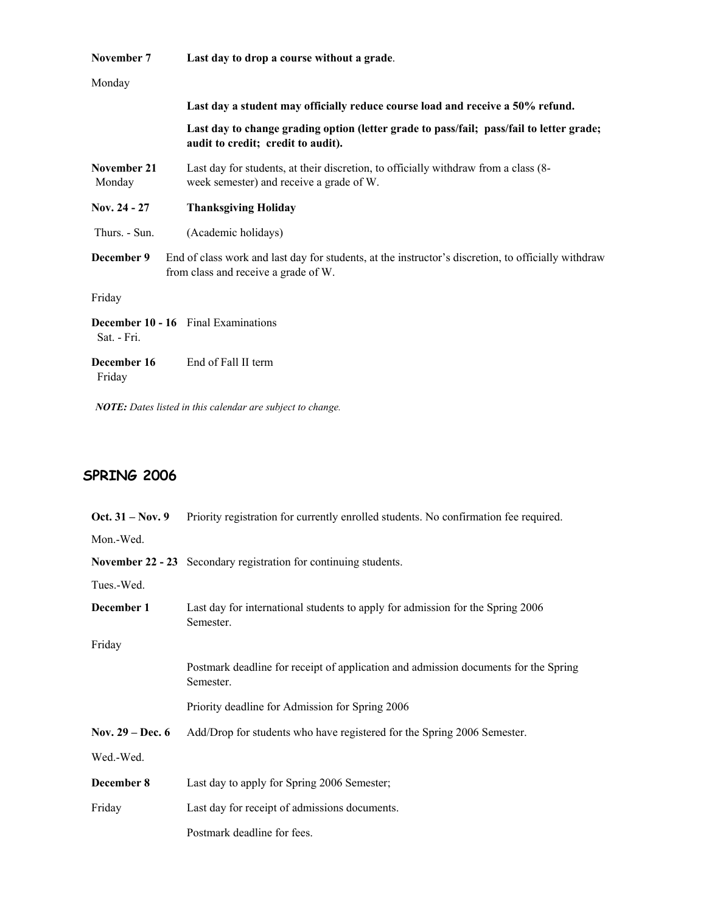| | |
|---|---|
| **November 7** | **Last day to drop a course without a grade**. |
| Monday | |
| | **Last day a student may officially reduce course load and receive a 50% refund.** |
| | **Last day to change grading option (letter grade to pass/fail; pass/fail to letter grade; audit to credit; credit to audit).** |
| **November 21** Monday | Last day for students, at their discretion, to officially withdraw from a class (8-week semester) and receive a grade of W. |
| **Nov. 24 - 27** | **Thanksgiving Holiday** |
| Thurs. - Sun. | (Academic holidays) |
| **December 9** | End of class work and last day for students, at the instructor's discretion, to officially withdraw from class and receive a grade of W. |
| Friday | |
| **December 10 - 16** Sat. - Fri. | Final Examinations |
| **December 16** Friday | End of Fall II term |

***NOTE:*** *Dates listed in this calendar are subject to change.*

## SPRING 2006

| | |
|---|---|
| **Oct. 31 – Nov. 9** | Priority registration for currently enrolled students. No confirmation fee required. |
| Mon.-Wed. | |
| **November 22 - 23** | Secondary registration for continuing students. |
| Tues.-Wed. | |
| **December 1** | Last day for international students to apply for admission for the Spring 2006 Semester. |
| Friday | |
| | Postmark deadline for receipt of application and admission documents for the Spring Semester. |
| | Priority deadline for Admission for Spring 2006 |
| **Nov. 29 – Dec. 6** | Add/Drop for students who have registered for the Spring 2006 Semester. |
| Wed.-Wed. | |
| **December 8** | Last day to apply for Spring 2006 Semester; |
| Friday | Last day for receipt of admissions documents. |
| | Postmark deadline for fees. |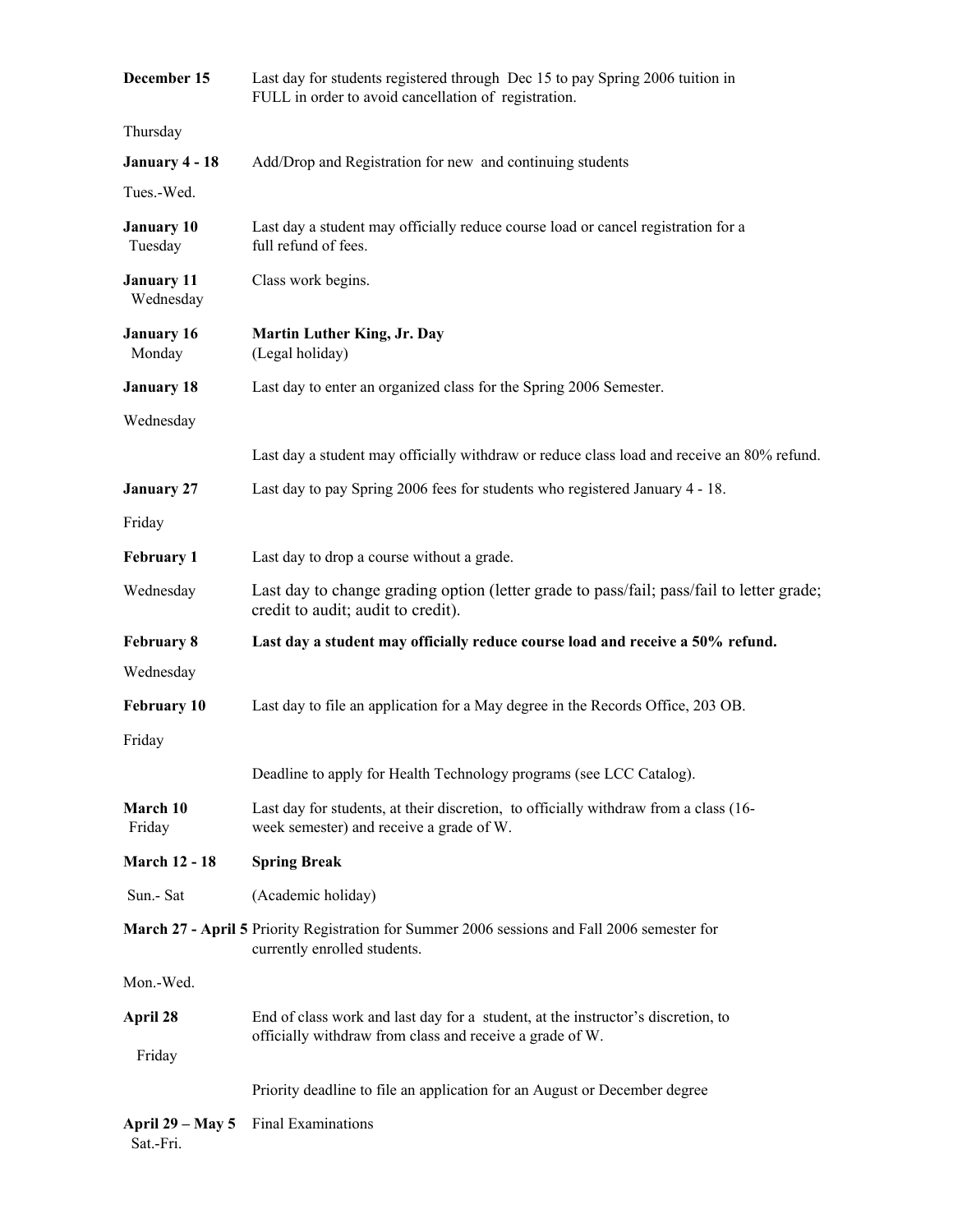| | |
|---|---|
| **December 15** Thursday | Last day for students registered through Dec 15 to pay Spring 2006 tuition in FULL in order to avoid cancellation of registration. |
| **January 4 - 18** Tues.-Wed. | Add/Drop and Registration for new and continuing students |
| **January 10** Tuesday | Last day a student may officially reduce course load or cancel registration for a full refund of fees. |
| **January 11** Wednesday | Class work begins. |
| **January 16** Monday | **Martin Luther King, Jr. Day** (Legal holiday) |
| **January 18** Wednesday | Last day to enter an organized class for the Spring 2006 Semester. |
| | Last day a student may officially withdraw or reduce class load and receive an 80% refund. |
| **January 27** Friday | Last day to pay Spring 2006 fees for students who registered January 4 - 18. |
| **February 1** Wednesday | Last day to drop a course without a grade. |
| | Last day to change grading option (letter grade to pass/fail; pass/fail to letter grade; credit to audit; audit to credit). |
| **February 8** Wednesday | **Last day a student may officially reduce course load and receive a 50% refund.** |
| **February 10** Friday | Last day to file an application for a May degree in the Records Office, 203 OB. |
| | Deadline to apply for Health Technology programs (see LCC Catalog). |
| **March 10** Friday | Last day for students, at their discretion, to officially withdraw from a class (16-week semester) and receive a grade of W. |
| **March 12 - 18** Sun.- Sat | **Spring Break** (Academic holiday) |
| **March 27 - April 5** Mon.-Wed. | Priority Registration for Summer 2006 sessions and Fall 2006 semester for currently enrolled students. |
| **April 28** Friday | End of class work and last day for a student, at the instructor's discretion, to officially withdraw from class and receive a grade of W. |
| | Priority deadline to file an application for an August or December degree |
| **April 29 – May 5** Sat.-Fri. | Final Examinations |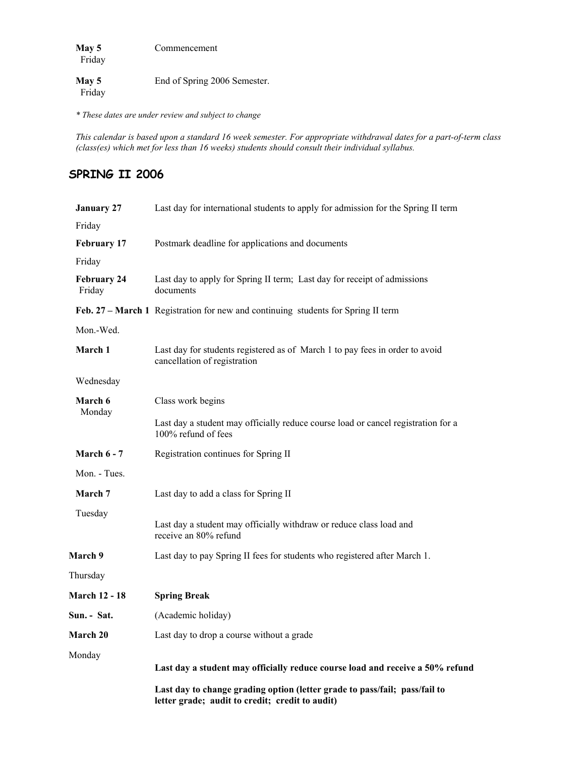| | |
|---|---|
| **May 5** Friday | Commencement |
| **May 5** Friday | End of Spring 2006 Semester. |

*\* These dates are under review and subject to change*

*This calendar is based upon a standard 16 week semester. For appropriate withdrawal dates for a part-of-term class (class(es) which met for less than 16 weeks) students should consult their individual syllabus.*

## SPRING II 2006

| | |
|---|---|
| **January 27** Friday | Last day for international students to apply for admission for the Spring II term |
| **February 17** Friday | Postmark deadline for applications and documents |
| **February 24** Friday | Last day to apply for Spring II term; Last day for receipt of admissions documents |
| **Feb. 27 – March 1** Mon.-Wed. | Registration for new and continuing students for Spring II term |
| **March 1** Wednesday | Last day for students registered as of March 1 to pay fees in order to avoid cancellation of registration |
| **March 6** Monday | Class work begins<br><br>Last day a student may officially reduce course load or cancel registration for a 100% refund of fees |
| **March 6 - 7** Mon. - Tues. | Registration continues for Spring II |
| **March 7** Tuesday | Last day to add a class for Spring II<br><br>Last day a student may officially withdraw or reduce class load and receive an 80% refund |
| **March 9** Thursday | Last day to pay Spring II fees for students who registered after March 1. |
| **March 12 - 18** **Sun. - Sat.** | **Spring Break** (Academic holiday) |
| **March 20** Monday | Last day to drop a course without a grade<br><br>**Last day a student may officially reduce course load and receive a 50% refund**<br><br>**Last day to change grading option (letter grade to pass/fail; pass/fail to letter grade; audit to credit; credit to audit)** |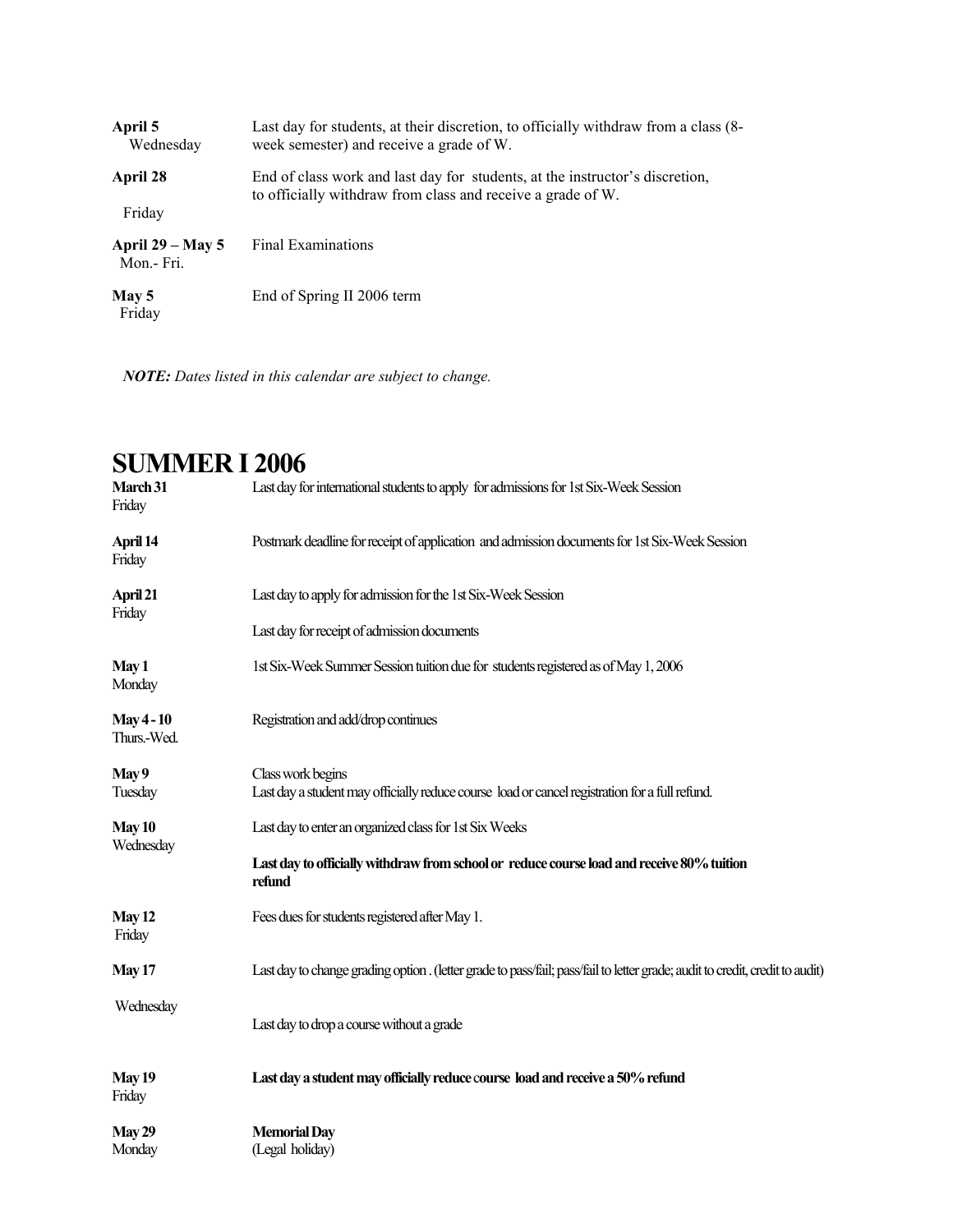| | |
|---|---|
| **April 5** Wednesday | Last day for students, at their discretion, to officially withdraw from a class (8-week semester) and receive a grade of W. |
| **April 28** Friday | End of class work and last day for students, at the instructor's discretion, to officially withdraw from class and receive a grade of W. |
| **April 29 – May 5** Mon.- Fri. | Final Examinations |
| **May 5** Friday | End of Spring II 2006 term |

***NOTE:*** *Dates listed in this calendar are subject to change.*

# SUMMER I 2006

| | |
|---|---|
| **March 31** Friday | Last day for international students to apply for admissions for 1st Six-Week Session |
| **April 14** Friday | Postmark deadline for receipt of application and admission documents for 1st Six-Week Session |
| **April 21** Friday | Last day to apply for admission for the 1st Six-Week Session<br>Last day for receipt of admission documents |
| **May 1** Monday | 1st Six-Week Summer Session tuition due for students registered as of May 1, 2006 |
| **May 4 - 10** Thurs.-Wed. | Registration and add/drop continues |
| **May 9** Tuesday | Class work begins<br>Last day a student may officially reduce course load or cancel registration for a full refund. |
| **May 10** Wednesday | Last day to enter an organized class for 1st Six Weeks<br>**Last day to officially withdraw from school or reduce course load and receive 80% tuition refund** |
| **May 12** Friday | Fees dues for students registered after May 1. |
| **May 17** Wednesday | Last day to change grading option . (letter grade to pass/fail; pass/fail to letter grade; audit to credit, credit to audit)<br>Last day to drop a course without a grade |
| **May 19** Friday | **Last day a student may officially reduce course load and receive a 50% refund** |
| **May 29** Monday | **Memorial Day**<br>(Legal holiday) |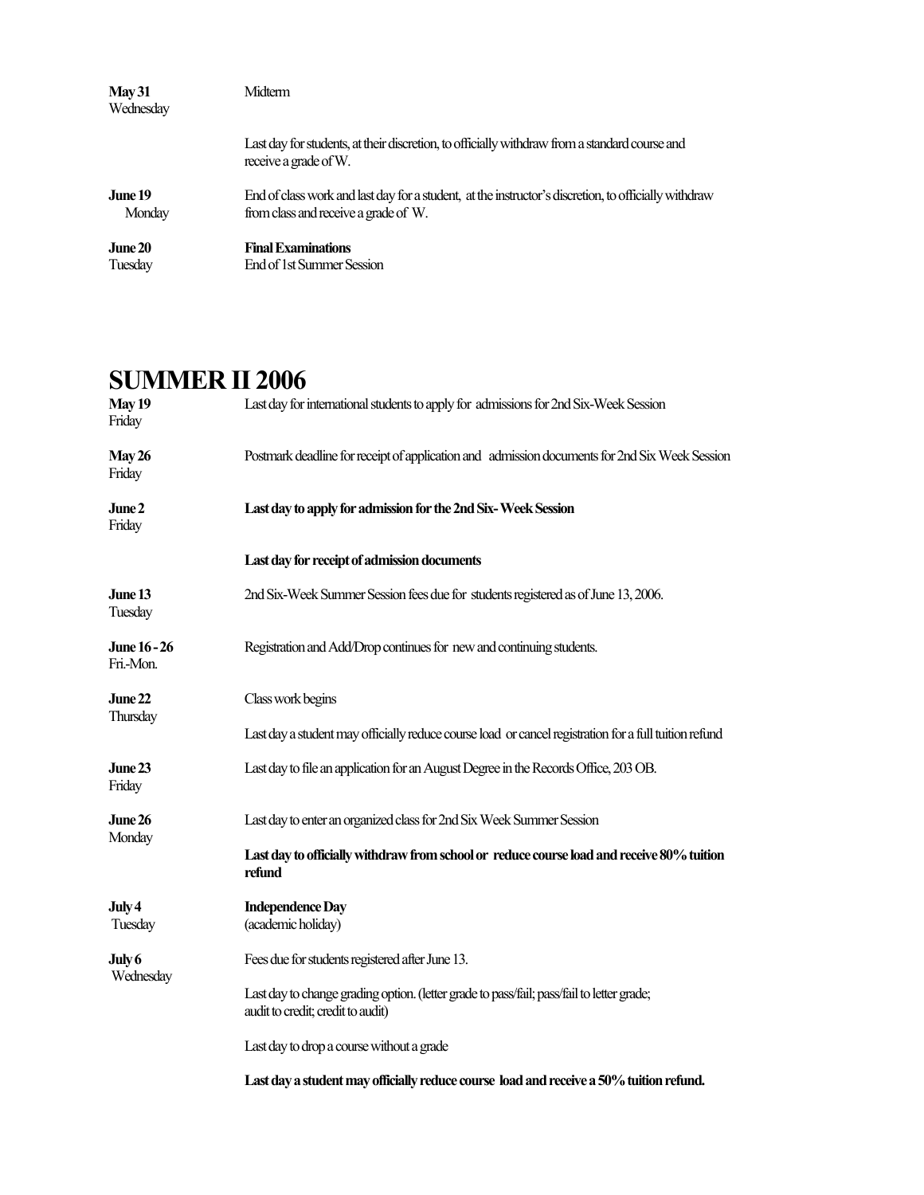**May 31**
Wednesday

Midterm

Last day for students, at their discretion, to officially withdraw from a standard course and receive a grade of W.

**June 19**
Monday

End of class work and last day for a student, at the instructor's discretion, to officially withdraw from class and receive a grade of W.

**June 20**
Tuesday

**Final Examinations**
End of 1st Summer Session

# SUMMER II 2006

**May 19**
Friday

Last day for international students to apply for admissions for 2nd Six-Week Session

**May 26**
Friday

Postmark deadline for receipt of application and admission documents for 2nd Six Week Session

**June 2**
Friday

**Last day to apply for admission for the 2nd Six- Week Session**

**Last day for receipt of admission documents**

**June 13**
Tuesday

2nd Six-Week Summer Session fees due for students registered as of June 13, 2006.

**June 16 - 26**
Fri.-Mon.

Registration and Add/Drop continues for new and continuing students.

**June 22**
Thursday

Class work begins

Last day a student may officially reduce course load or cancel registration for a full tuition refund

**June 23**
Friday

Last day to file an application for an August Degree in the Records Office, 203 OB.

**June 26**
Monday

Last day to enter an organized class for 2nd Six Week Summer Session

**Last day to officially withdraw from school or reduce course load and receive 80% tuition refund**

**July 4**
Tuesday

**Independence Day**
(academic holiday)

**July 6**
Wednesday

Fees due for students registered after June 13.

Last day to change grading option. (letter grade to pass/fail; pass/fail to letter grade; audit to credit; credit to audit)

Last day to drop a course without a grade

**Last day a student may officially reduce course load and receive a 50% tuition refund.**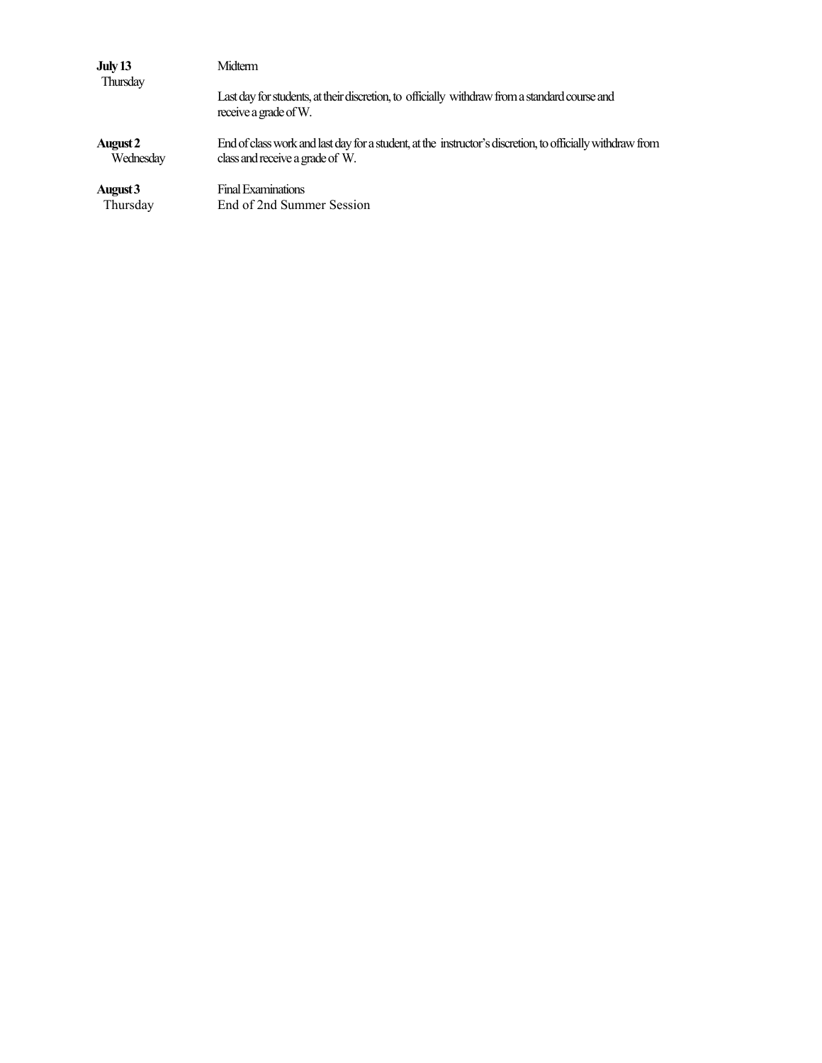| | |
|---|---|
| **July 13** Thursday | Midterm<br><br>Last day for students, at their discretion, to officially withdraw from a standard course and receive a grade of W. |
| **August 2** Wednesday | End of class work and last day for a student, at the instructor's discretion, to officially withdraw from class and receive a grade of W. |
| **August 3** Thursday | Final Examinations<br>End of 2nd Summer Session |